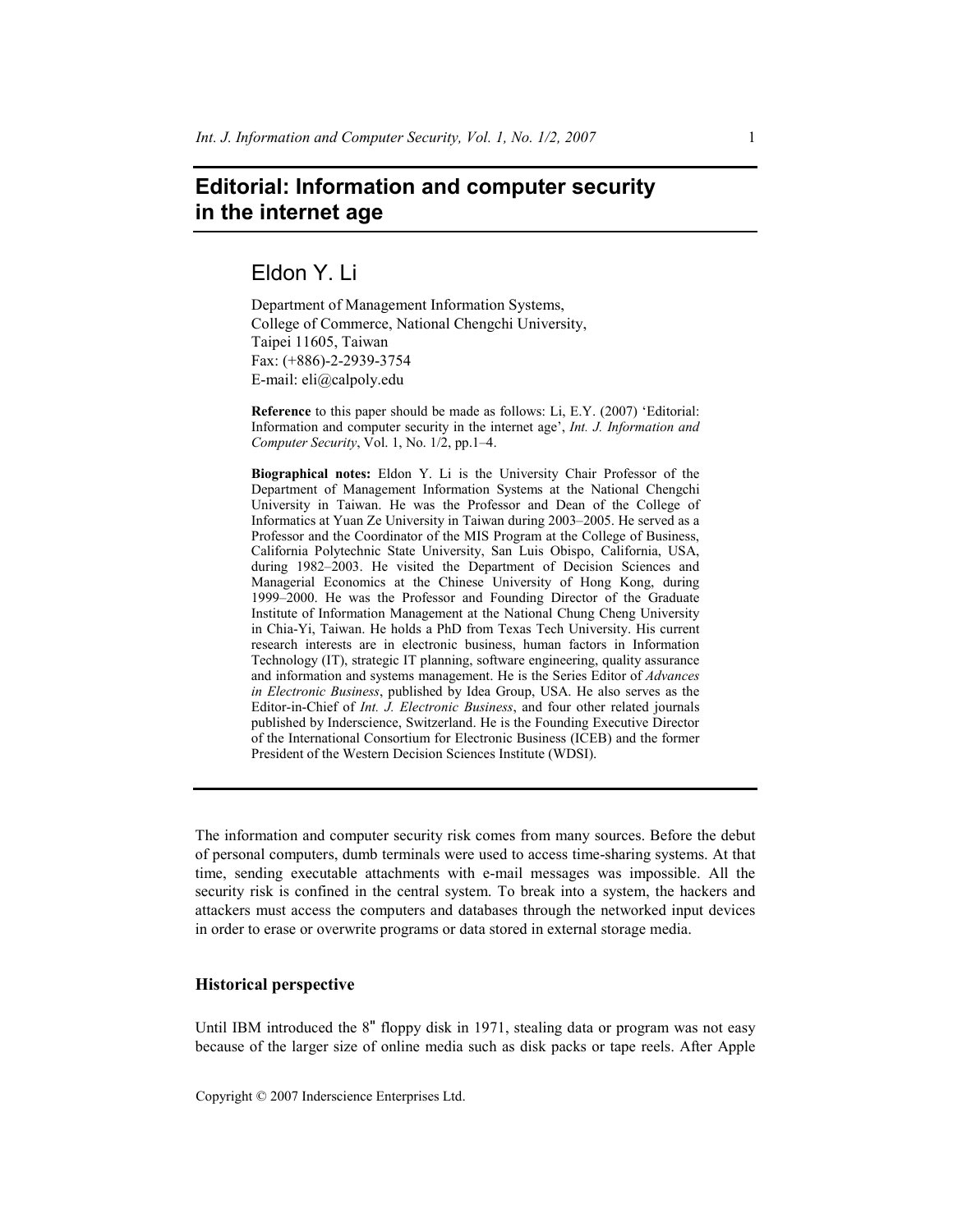# Editorial: Information and computer security in the internet age

## Eldon Y. Li

Department of Management Information Systems,
College of Commerce, National Chengchi University,
Taipei 11605, Taiwan
Fax: (+886)-2-2939-3754
E-mail: eli@calpoly.edu

**Reference** to this paper should be made as follows: Li, E.Y. (2007) 'Editorial: Information and computer security in the internet age', *Int. J. Information and Computer Security*, Vol. 1, No. 1/2, pp.1–4.

**Biographical notes:** Eldon Y. Li is the University Chair Professor of the Department of Management Information Systems at the National Chengchi University in Taiwan. He was the Professor and Dean of the College of Informatics at Yuan Ze University in Taiwan during 2003–2005. He served as a Professor and the Coordinator of the MIS Program at the College of Business, California Polytechnic State University, San Luis Obispo, California, USA, during 1982–2003. He visited the Department of Decision Sciences and Managerial Economics at the Chinese University of Hong Kong, during 1999–2000. He was the Professor and Founding Director of the Graduate Institute of Information Management at the National Chung Cheng University in Chia-Yi, Taiwan. He holds a PhD from Texas Tech University. His current research interests are in electronic business, human factors in Information Technology (IT), strategic IT planning, software engineering, quality assurance and information and systems management. He is the Series Editor of *Advances in Electronic Business*, published by Idea Group, USA. He also serves as the Editor-in-Chief of *Int. J. Electronic Business*, and four other related journals published by Inderscience, Switzerland. He is the Founding Executive Director of the International Consortium for Electronic Business (ICEB) and the former President of the Western Decision Sciences Institute (WDSI).

The information and computer security risk comes from many sources. Before the debut of personal computers, dumb terminals were used to access time-sharing systems. At that time, sending executable attachments with e-mail messages was impossible. All the security risk is confined in the central system. To break into a system, the hackers and attackers must access the computers and databases through the networked input devices in order to erase or overwrite programs or data stored in external storage media.

### Historical perspective

Until IBM introduced the 8" floppy disk in 1971, stealing data or program was not easy because of the larger size of online media such as disk packs or tape reels. After Apple

Copyright © 2007 Inderscience Enterprises Ltd.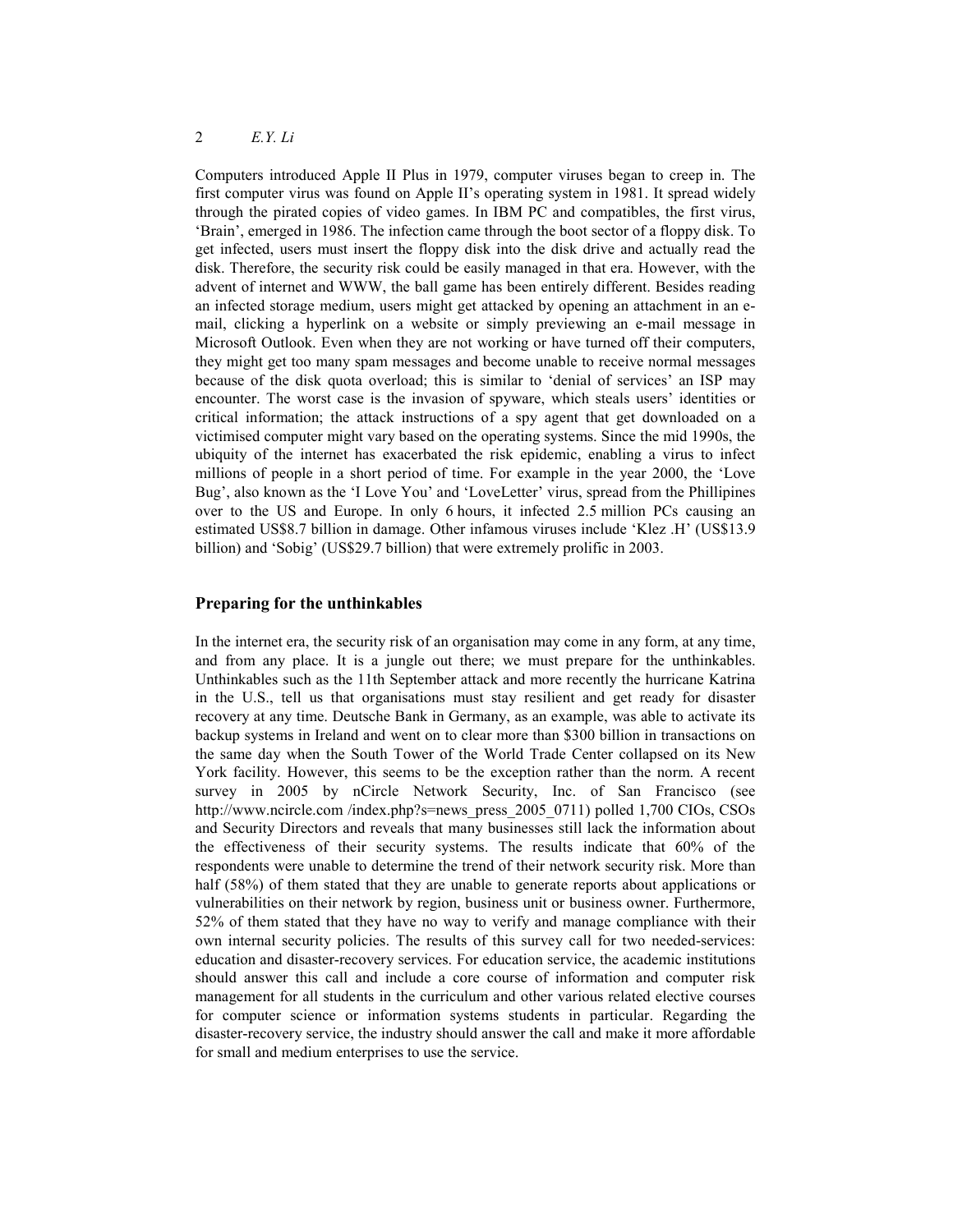Computers introduced Apple II Plus in 1979, computer viruses began to creep in. The first computer virus was found on Apple II's operating system in 1981. It spread widely through the pirated copies of video games. In IBM PC and compatibles, the first virus, 'Brain', emerged in 1986. The infection came through the boot sector of a floppy disk. To get infected, users must insert the floppy disk into the disk drive and actually read the disk. Therefore, the security risk could be easily managed in that era. However, with the advent of internet and WWW, the ball game has been entirely different. Besides reading an infected storage medium, users might get attacked by opening an attachment in an e-mail, clicking a hyperlink on a website or simply previewing an e-mail message in Microsoft Outlook. Even when they are not working or have turned off their computers, they might get too many spam messages and become unable to receive normal messages because of the disk quota overload; this is similar to 'denial of services' an ISP may encounter. The worst case is the invasion of spyware, which steals users' identities or critical information; the attack instructions of a spy agent that get downloaded on a victimised computer might vary based on the operating systems. Since the mid 1990s, the ubiquity of the internet has exacerbated the risk epidemic, enabling a virus to infect millions of people in a short period of time. For example in the year 2000, the 'Love Bug', also known as the 'I Love You' and 'LoveLetter' virus, spread from the Phillipines over to the US and Europe. In only 6 hours, it infected 2.5 million PCs causing an estimated US$8.7 billion in damage. Other infamous viruses include 'Klez .H' (US$13.9 billion) and 'Sobig' (US$29.7 billion) that were extremely prolific in 2003.

## Preparing for the unthinkables

In the internet era, the security risk of an organisation may come in any form, at any time, and from any place. It is a jungle out there; we must prepare for the unthinkables. Unthinkables such as the 11th September attack and more recently the hurricane Katrina in the U.S., tell us that organisations must stay resilient and get ready for disaster recovery at any time. Deutsche Bank in Germany, as an example, was able to activate its backup systems in Ireland and went on to clear more than $300 billion in transactions on the same day when the South Tower of the World Trade Center collapsed on its New York facility. However, this seems to be the exception rather than the norm. A recent survey in 2005 by nCircle Network Security, Inc. of San Francisco (see http://www.ncircle.com /index.php?s=news_press_2005_0711) polled 1,700 CIOs, CSOs and Security Directors and reveals that many businesses still lack the information about the effectiveness of their security systems. The results indicate that 60% of the respondents were unable to determine the trend of their network security risk. More than half (58%) of them stated that they are unable to generate reports about applications or vulnerabilities on their network by region, business unit or business owner. Furthermore, 52% of them stated that they have no way to verify and manage compliance with their own internal security policies. The results of this survey call for two needed-services: education and disaster-recovery services. For education service, the academic institutions should answer this call and include a core course of information and computer risk management for all students in the curriculum and other various related elective courses for computer science or information systems students in particular. Regarding the disaster-recovery service, the industry should answer the call and make it more affordable for small and medium enterprises to use the service.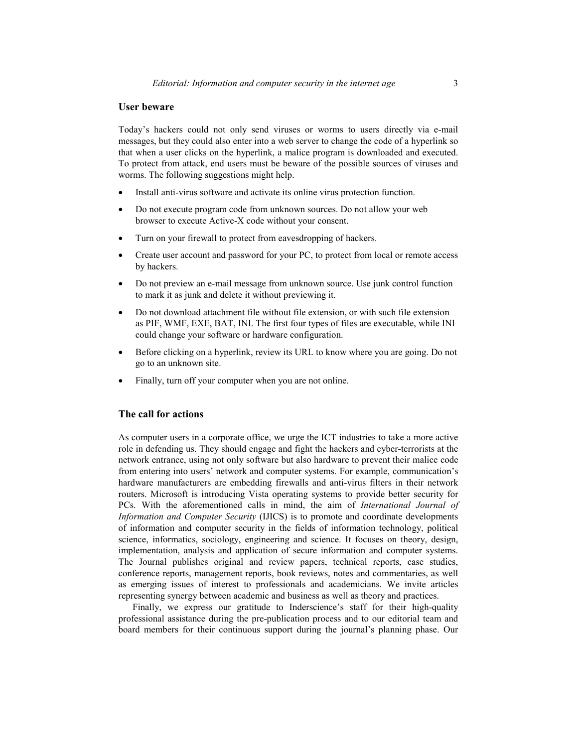## User beware

Today's hackers could not only send viruses or worms to users directly via e-mail messages, but they could also enter into a web server to change the code of a hyperlink so that when a user clicks on the hyperlink, a malice program is downloaded and executed. To protect from attack, end users must be beware of the possible sources of viruses and worms. The following suggestions might help.

- Install anti-virus software and activate its online virus protection function.
- Do not execute program code from unknown sources. Do not allow your web browser to execute Active-X code without your consent.
- Turn on your firewall to protect from eavesdropping of hackers.
- Create user account and password for your PC, to protect from local or remote access by hackers.
- Do not preview an e-mail message from unknown source. Use junk control function to mark it as junk and delete it without previewing it.
- Do not download attachment file without file extension, or with such file extension as PIF, WMF, EXE, BAT, INI. The first four types of files are executable, while INI could change your software or hardware configuration.
- Before clicking on a hyperlink, review its URL to know where you are going. Do not go to an unknown site.
- Finally, turn off your computer when you are not online.

## The call for actions

As computer users in a corporate office, we urge the ICT industries to take a more active role in defending us. They should engage and fight the hackers and cyber-terrorists at the network entrance, using not only software but also hardware to prevent their malice code from entering into users' network and computer systems. For example, communication's hardware manufacturers are embedding firewalls and anti-virus filters in their network routers. Microsoft is introducing Vista operating systems to provide better security for PCs. With the aforementioned calls in mind, the aim of *International Journal of Information and Computer Security* (IJICS) is to promote and coordinate developments of information and computer security in the fields of information technology, political science, informatics, sociology, engineering and science. It focuses on theory, design, implementation, analysis and application of secure information and computer systems. The Journal publishes original and review papers, technical reports, case studies, conference reports, management reports, book reviews, notes and commentaries, as well as emerging issues of interest to professionals and academicians. We invite articles representing synergy between academic and business as well as theory and practices.

Finally, we express our gratitude to Inderscience's staff for their high-quality professional assistance during the pre-publication process and to our editorial team and board members for their continuous support during the journal's planning phase. Our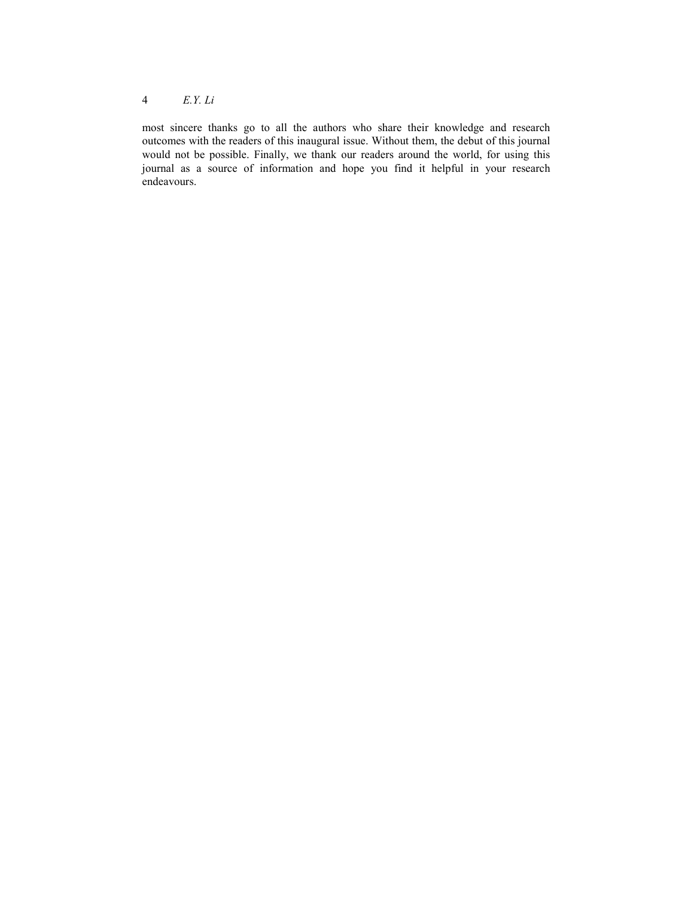most sincere thanks go to all the authors who share their knowledge and research outcomes with the readers of this inaugural issue. Without them, the debut of this journal would not be possible. Finally, we thank our readers around the world, for using this journal as a source of information and hope you find it helpful in your research endeavours.